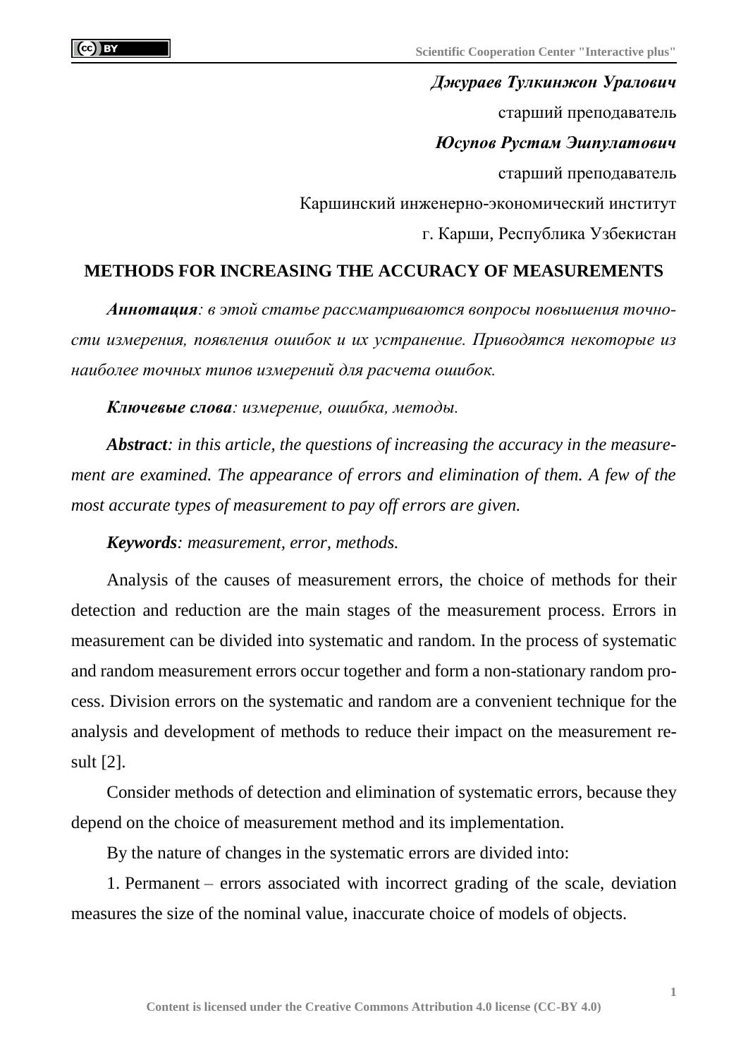***Джураев Тулкинжон Уралович***

старший преподаватель

***Юсупов Рустам Эшпулатович***

старший преподаватель

Каршинский инженерно-экономический институт

г. Карши, Республика Узбекистан

# METHODS FOR INCREASING THE ACCURACY OF MEASUREMENTS

***Аннотация****: в этой статье рассматриваются вопросы повышения точности измерения, появления ошибок и их устранение. Приводятся некоторые из наиболее точных типов измерений для расчета ошибок.*

***Ключевые слова****: измерение, ошибка, методы.*

***Abstract****: in this article, the questions of increasing the accuracy in the measurement are examined. The appearance of errors and elimination of them. A few of the most accurate types of measurement to pay off errors are given.*

***Keywords****: measurement, error, methods.*

Analysis of the causes of measurement errors, the choice of methods for their detection and reduction are the main stages of the measurement process. Errors in measurement can be divided into systematic and random. In the process of systematic and random measurement errors occur together and form a non-stationary random process. Division errors on the systematic and random are a convenient technique for the analysis and development of methods to reduce their impact on the measurement result [2].

Consider methods of detection and elimination of systematic errors, because they depend on the choice of measurement method and its implementation.

By the nature of changes in the systematic errors are divided into:

1. Permanent – errors associated with incorrect grading of the scale, deviation measures the size of the nominal value, inaccurate choice of models of objects.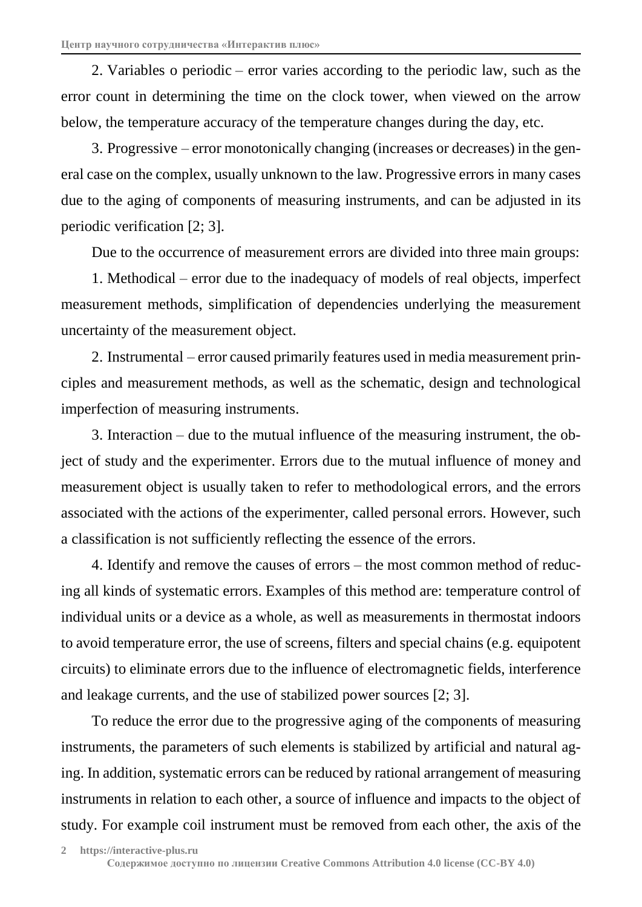2. Variables o periodic – error varies according to the periodic law, such as the error count in determining the time on the clock tower, when viewed on the arrow below, the temperature accuracy of the temperature changes during the day, etc.

3. Progressive – error monotonically changing (increases or decreases) in the general case on the complex, usually unknown to the law. Progressive errors in many cases due to the aging of components of measuring instruments, and can be adjusted in its periodic verification [2; 3].

Due to the occurrence of measurement errors are divided into three main groups:

1. Methodical – error due to the inadequacy of models of real objects, imperfect measurement methods, simplification of dependencies underlying the measurement uncertainty of the measurement object.

2. Instrumental – error caused primarily features used in media measurement principles and measurement methods, as well as the schematic, design and technological imperfection of measuring instruments.

3. Interaction – due to the mutual influence of the measuring instrument, the object of study and the experimenter. Errors due to the mutual influence of money and measurement object is usually taken to refer to methodological errors, and the errors associated with the actions of the experimenter, called personal errors. However, such a classification is not sufficiently reflecting the essence of the errors.

4. Identify and remove the causes of errors – the most common method of reducing all kinds of systematic errors. Examples of this method are: temperature control of individual units or a device as a whole, as well as measurements in thermostat indoors to avoid temperature error, the use of screens, filters and special chains (e.g. equipotent circuits) to eliminate errors due to the influence of electromagnetic fields, interference and leakage currents, and the use of stabilized power sources [2; 3].

To reduce the error due to the progressive aging of the components of measuring instruments, the parameters of such elements is stabilized by artificial and natural aging. In addition, systematic errors can be reduced by rational arrangement of measuring instruments in relation to each other, a source of influence and impacts to the object of study. For example coil instrument must be removed from each other, the axis of the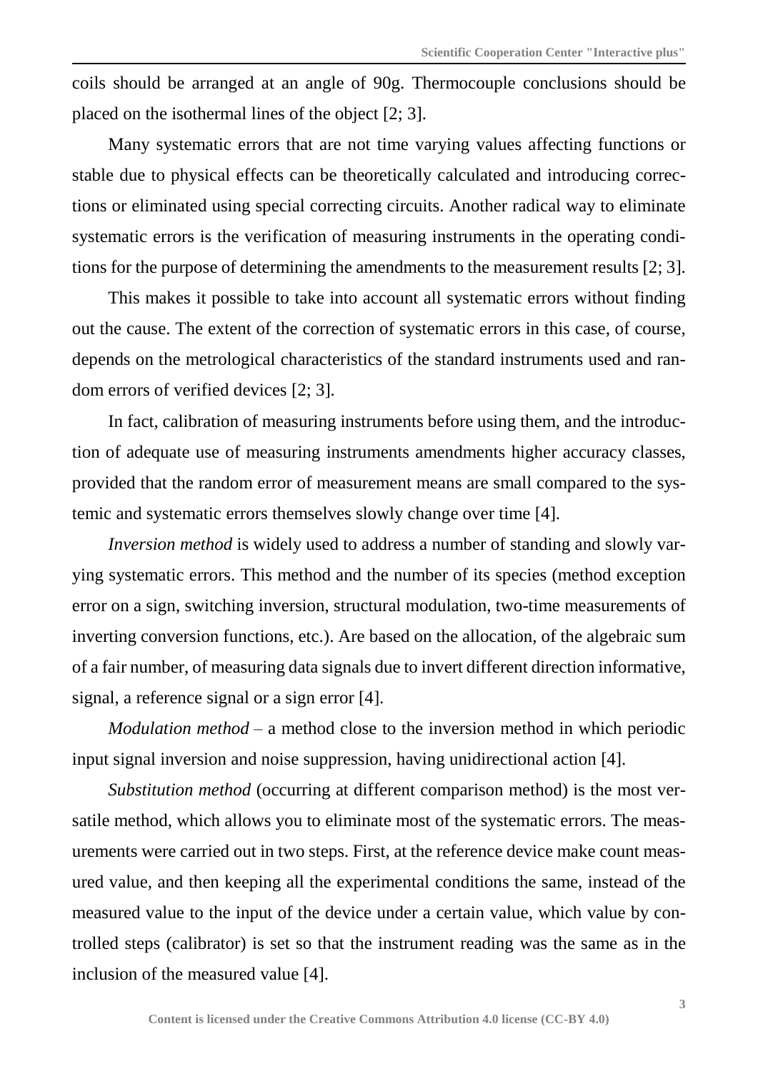coils should be arranged at an angle of 90g. Thermocouple conclusions should be placed on the isothermal lines of the object [2; 3].

Many systematic errors that are not time varying values affecting functions or stable due to physical effects can be theoretically calculated and introducing corrections or eliminated using special correcting circuits. Another radical way to eliminate systematic errors is the verification of measuring instruments in the operating conditions for the purpose of determining the amendments to the measurement results [2; 3].

This makes it possible to take into account all systematic errors without finding out the cause. The extent of the correction of systematic errors in this case, of course, depends on the metrological characteristics of the standard instruments used and random errors of verified devices [2; 3].

In fact, calibration of measuring instruments before using them, and the introduction of adequate use of measuring instruments amendments higher accuracy classes, provided that the random error of measurement means are small compared to the systemic and systematic errors themselves slowly change over time [4].

*Inversion method* is widely used to address a number of standing and slowly varying systematic errors. This method and the number of its species (method exception error on a sign, switching inversion, structural modulation, two-time measurements of inverting conversion functions, etc.). Are based on the allocation, of the algebraic sum of a fair number, of measuring data signals due to invert different direction informative, signal, a reference signal or a sign error [4].

*Modulation method* – a method close to the inversion method in which periodic input signal inversion and noise suppression, having unidirectional action [4].

*Substitution method* (occurring at different comparison method) is the most versatile method, which allows you to eliminate most of the systematic errors. The measurements were carried out in two steps. First, at the reference device make count measured value, and then keeping all the experimental conditions the same, instead of the measured value to the input of the device under a certain value, which value by controlled steps (calibrator) is set so that the instrument reading was the same as in the inclusion of the measured value [4].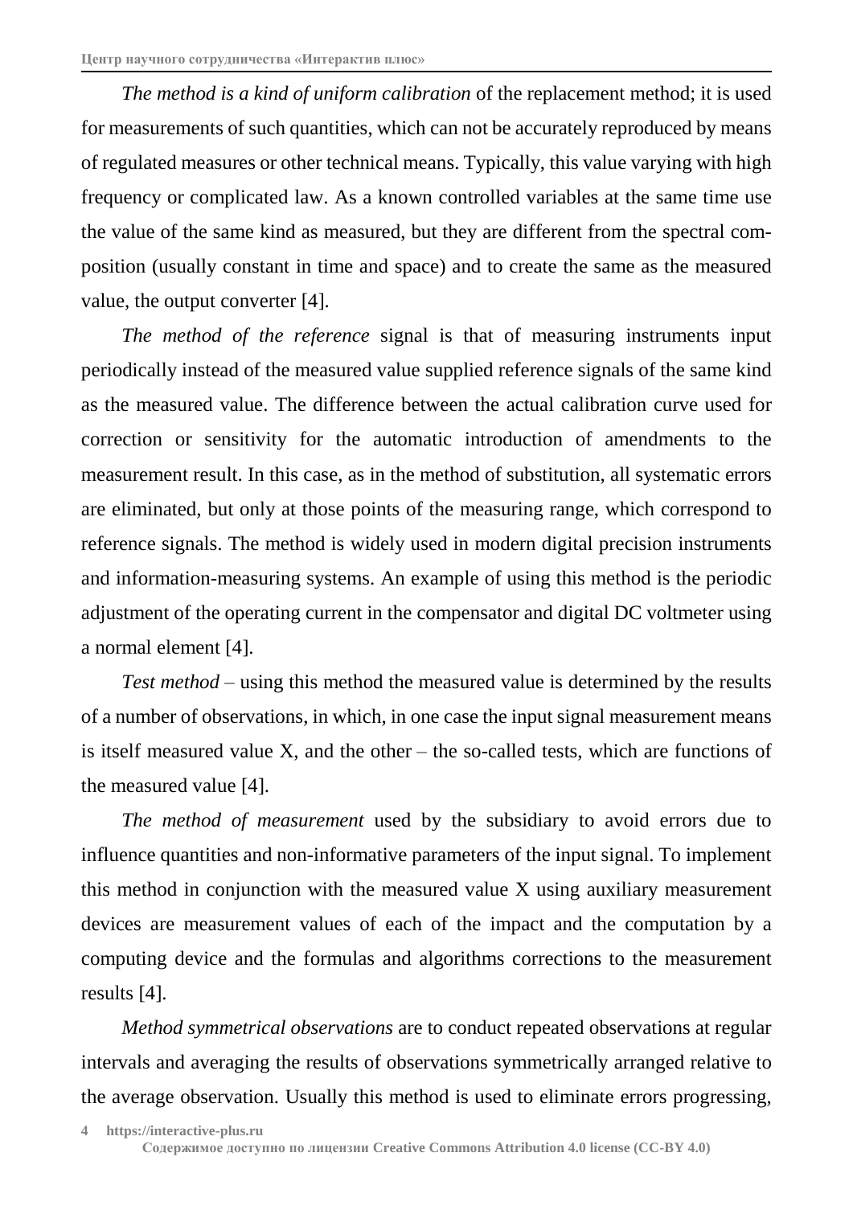*The method is a kind of uniform calibration* of the replacement method; it is used for measurements of such quantities, which can not be accurately reproduced by means of regulated measures or other technical means. Typically, this value varying with high frequency or complicated law. As a known controlled variables at the same time use the value of the same kind as measured, but they are different from the spectral composition (usually constant in time and space) and to create the same as the measured value, the output converter [4].

*The method of the reference* signal is that of measuring instruments input periodically instead of the measured value supplied reference signals of the same kind as the measured value. The difference between the actual calibration curve used for correction or sensitivity for the automatic introduction of amendments to the measurement result. In this case, as in the method of substitution, all systematic errors are eliminated, but only at those points of the measuring range, which correspond to reference signals. The method is widely used in modern digital precision instruments and information-measuring systems. An example of using this method is the periodic adjustment of the operating current in the compensator and digital DC voltmeter using a normal element [4].

*Test method* – using this method the measured value is determined by the results of a number of observations, in which, in one case the input signal measurement means is itself measured value X, and the other – the so-called tests, which are functions of the measured value [4].

*The method of measurement* used by the subsidiary to avoid errors due to influence quantities and non-informative parameters of the input signal. To implement this method in conjunction with the measured value X using auxiliary measurement devices are measurement values of each of the impact and the computation by a computing device and the formulas and algorithms corrections to the measurement results [4].

*Method symmetrical observations* are to conduct repeated observations at regular intervals and averaging the results of observations symmetrically arranged relative to the average observation. Usually this method is used to eliminate errors progressing,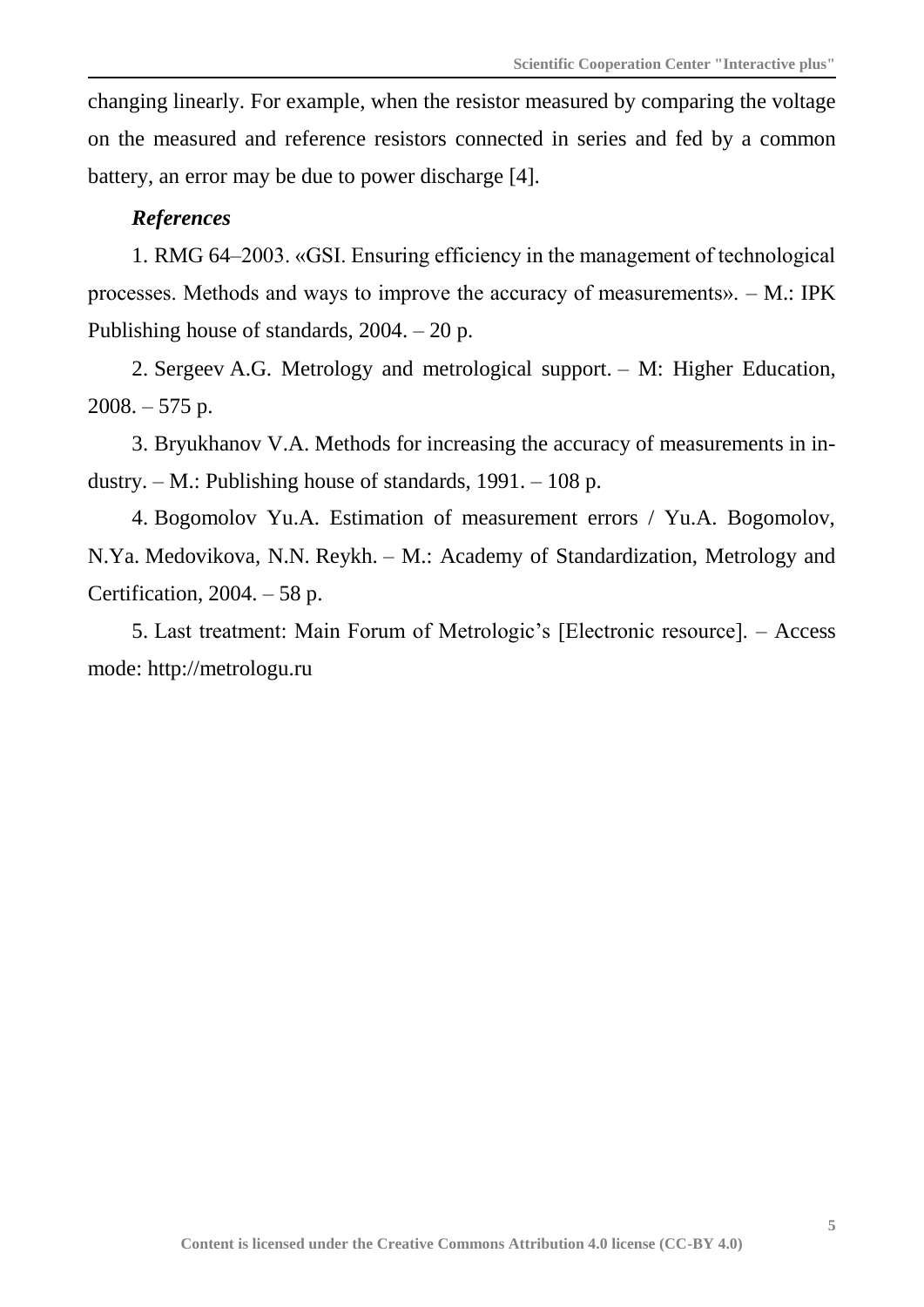changing linearly. For example, when the resistor measured by comparing the voltage on the measured and reference resistors connected in series and fed by a common battery, an error may be due to power discharge [4].

***References***

1. RMG 64–2003. «GSI. Ensuring efficiency in the management of technological processes. Methods and ways to improve the accuracy of measurements». – M.: IPK Publishing house of standards, 2004. – 20 p.

2. Sergeev A.G. Metrology and metrological support. – M: Higher Education, 2008. – 575 p.

3. Bryukhanov V.A. Methods for increasing the accuracy of measurements in industry. – M.: Publishing house of standards, 1991. – 108 p.

4. Bogomolov Yu.A. Estimation of measurement errors / Yu.A. Bogomolov, N.Ya. Medovikova, N.N. Reykh. – M.: Academy of Standardization, Metrology and Certification, 2004. – 58 p.

5. Last treatment: Main Forum of Metrologic's [Electronic resource]. – Access mode: http://metrologu.ru